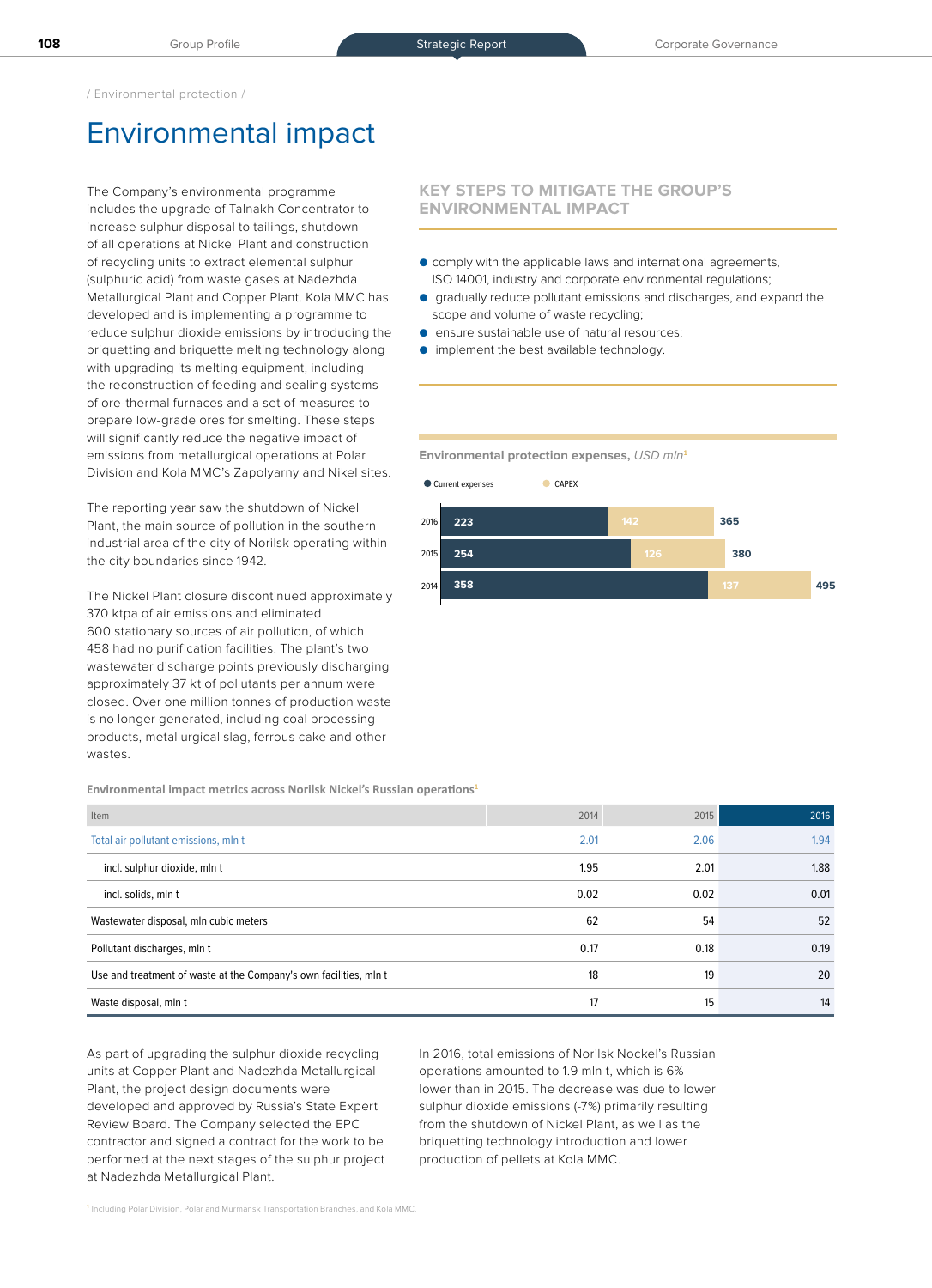/ Environmental protection /

# Environmental impact

The Company's environmental programme includes the upgrade of Talnakh Concentrator to increase sulphur disposal to tailings, shutdown of all operations at Nickel Plant and construction of recycling units to extract elemental sulphur (sulphuric acid) from waste gases at Nadezhda Metallurgical Plant and Copper Plant. Kola MMC has developed and is implementing a programme to reduce sulphur dioxide emissions by introducing the briquetting and briquette melting technology along with upgrading its melting equipment, including the reconstruction of feeding and sealing systems of ore-thermal furnaces and a set of measures to prepare low-grade ores for smelting. These steps will significantly reduce the negative impact of emissions from metallurgical operations at Polar Division and Kola MMC's Zapolyarny and Nikel sites.

The reporting year saw the shutdown of Nickel Plant, the main source of pollution in the southern industrial area of the city of Norilsk operating within the city boundaries since 1942.

The Nickel Plant closure discontinued approximately 370 ktpa of air emissions and eliminated 600 stationary sources of air pollution, of which 458 had no purification facilities. The plant's two wastewater discharge points previously discharging approximately 37 kt of pollutants per annum were closed. Over one million tonnes of production waste is no longer generated, including coal processing products, metallurgical slag, ferrous cake and other wastes.

## KEY STEPS TO MITIGATE THE GROUP'S ENVIRONMENTAL IMPACT

- comply with the applicable laws and international agreements, ISO 14001, industry and corporate environmental regulations;
- gradually reduce pollutant emissions and discharges, and expand the scope and volume of waste recycling;
- ensure sustainable use of natural resources;
- implement the best available technology.

**Environmental protection expenses,** *USD mln*[1]

| Year | Current expenses | CAPEX | Total |
|---|---|---|---|
| 2016 | 223 | 142 | 365 |
| 2015 | 254 | 126 | 380 |
| 2014 | 358 | 137 | 495 |

**Environmental impact metrics across Norilsk Nickel's Russian operations**[1]

| Item | 2014 | 2015 | 2016 |
|---|---|---|---|
| Total air pollutant emissions, mln t | 2.01 | 2.06 | 1.94 |
| incl. sulphur dioxide, mln t | 1.95 | 2.01 | 1.88 |
| incl. solids, mln t | 0.02 | 0.02 | 0.01 |
| Wastewater disposal, mln cubic meters | 62 | 54 | 52 |
| Pollutant discharges, mln t | 0.17 | 0.18 | 0.19 |
| Use and treatment of waste at the Company's own facilities, mln t | 18 | 19 | 20 |
| Waste disposal, mln t | 17 | 15 | 14 |

As part of upgrading the sulphur dioxide recycling units at Copper Plant and Nadezhda Metallurgical Plant, the project design documents were developed and approved by Russia's State Expert Review Board. The Company selected the EPC contractor and signed a contract for the work to be performed at the next stages of the sulphur project at Nadezhda Metallurgical Plant.

In 2016, total emissions of Norilsk Nockel's Russian operations amounted to 1.9 mln t, which is 6% lower than in 2015. The decrease was due to lower sulphur dioxide emissions (-7%) primarily resulting from the shutdown of Nickel Plant, as well as the briquetting technology introduction and lower production of pellets at Kola MMC.

[1] Including Polar Division, Polar and Murmansk Transportation Branches, and Kola MMC.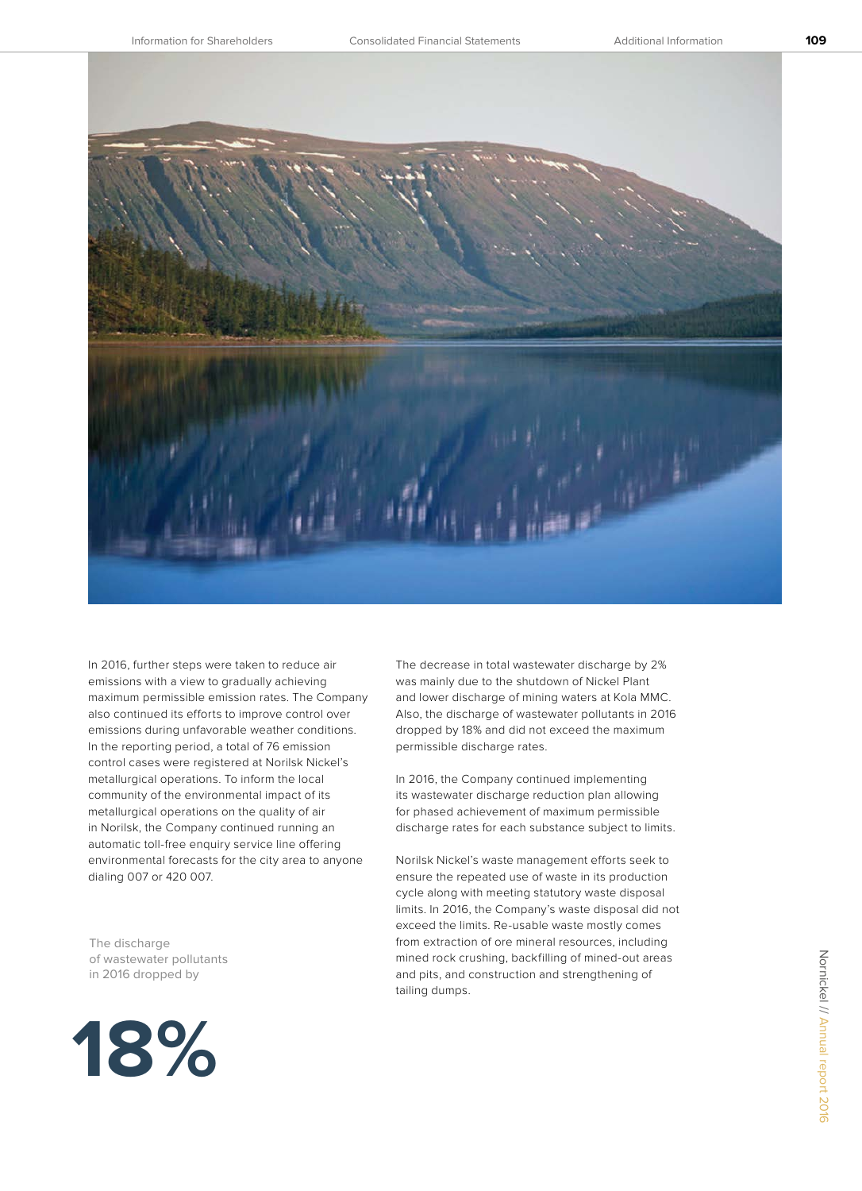In 2016, further steps were taken to reduce air emissions with a view to gradually achieving maximum permissible emission rates. The Company also continued its efforts to improve control over emissions during unfavorable weather conditions. In the reporting period, a total of 76 emission control cases were registered at Norilsk Nickel's metallurgical operations. To inform the local community of the environmental impact of its metallurgical operations on the quality of air in Norilsk, the Company continued running an automatic toll-free enquiry service line offering environmental forecasts for the city area to anyone dialing 007 or 420 007.

The discharge of wastewater pollutants in 2016 dropped by

**18%**

The decrease in total wastewater discharge by 2% was mainly due to the shutdown of Nickel Plant and lower discharge of mining waters at Kola MMC. Also, the discharge of wastewater pollutants in 2016 dropped by 18% and did not exceed the maximum permissible discharge rates.

In 2016, the Company continued implementing its wastewater discharge reduction plan allowing for phased achievement of maximum permissible discharge rates for each substance subject to limits.

Norilsk Nickel's waste management efforts seek to ensure the repeated use of waste in its production cycle along with meeting statutory waste disposal limits. In 2016, the Company's waste disposal did not exceed the limits. Re-usable waste mostly comes from extraction of ore mineral resources, including mined rock crushing, backfilling of mined-out areas and pits, and construction and strengthening of tailing dumps.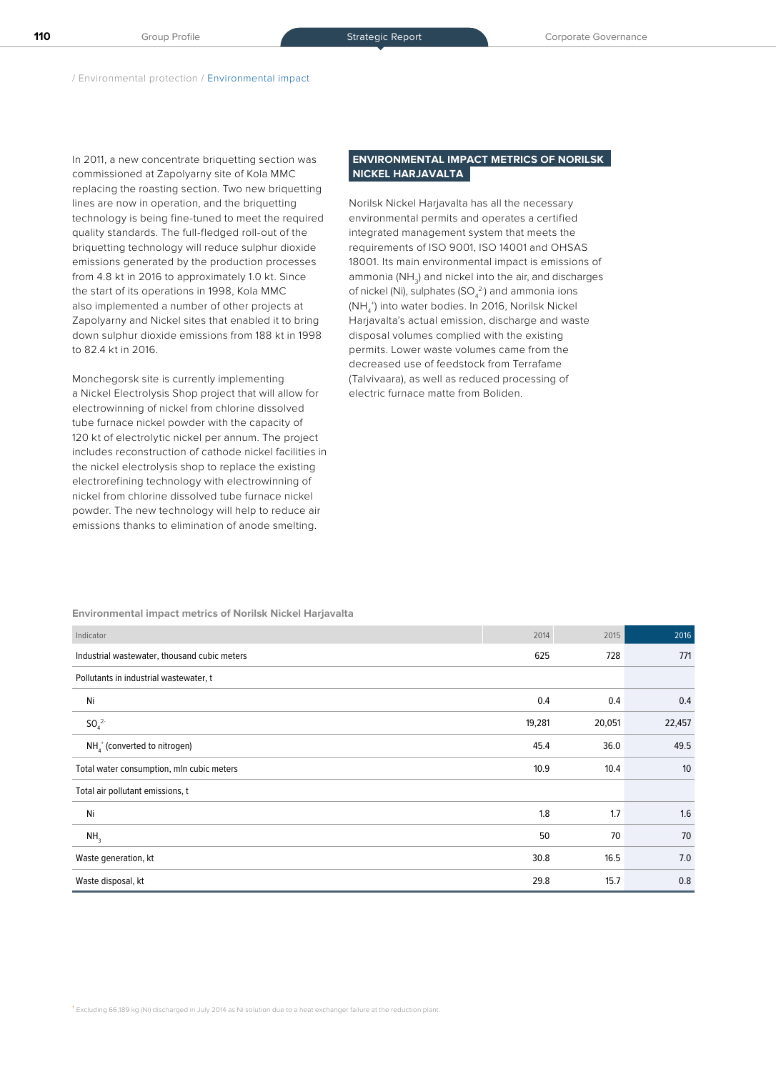/ Environmental protection / Environmental impact

In 2011, a new concentrate briquetting section was commissioned at Zapolyarny site of Kola MMC replacing the roasting section. Two new briquetting lines are now in operation, and the briquetting technology is being fine-tuned to meet the required quality standards. The full-fledged roll-out of the briquetting technology will reduce sulphur dioxide emissions generated by the production processes from 4.8 kt in 2016 to approximately 1.0 kt. Since the start of its operations in 1998, Kola MMC also implemented a number of other projects at Zapolyarny and Nickel sites that enabled it to bring down sulphur dioxide emissions from 188 kt in 1998 to 82.4 kt in 2016.

Monchegorsk site is currently implementing a Nickel Electrolysis Shop project that will allow for electrowinning of nickel from chlorine dissolved tube furnace nickel powder with the capacity of 120 kt of electrolytic nickel per annum. The project includes reconstruction of cathode nickel facilities in the nickel electrolysis shop to replace the existing electrorefining technology with electrowinning of nickel from chlorine dissolved tube furnace nickel powder. The new technology will help to reduce air emissions thanks to elimination of anode smelting.

## ENVIRONMENTAL IMPACT METRICS OF NORILSK NICKEL HARJAVALTA

Norilsk Nickel Harjavalta has all the necessary environmental permits and operates a certified integrated management system that meets the requirements of ISO 9001, ISO 14001 and OHSAS 18001. Its main environmental impact is emissions of ammonia ($NH_3$) and nickel into the air, and discharges of nickel (Ni), sulphates ($SO_4^{2-}$) and ammonia ions ($NH_4^+$) into water bodies. In 2016, Norilsk Nickel Harjavalta's actual emission, discharge and waste disposal volumes complied with the existing permits. Lower waste volumes came from the decreased use of feedstock from Terrafame (Talvivaara), as well as reduced processing of electric furnace matte from Boliden.

**Environmental impact metrics of Norilsk Nickel Harjavalta**

| Indicator | 2014 | 2015 | 2016 |
|---|---|---|---|
| Industrial wastewater, thousand cubic meters | 625 | 728 | 771 |
| Pollutants in industrial wastewater, t | | | |
| Ni | 0.4 | 0.4 | 0.4 |
| $SO_4^{2-}$ | 19,281 | 20,051 | 22,457 |
| $NH_4^+$ (converted to nitrogen) | 45.4 | 36.0 | 49.5 |
| Total water consumption, mln cubic meters | 10.9 | 10.4 | 10 |
| Total air pollutant emissions, t | | | |
| Ni | 1.8 | 1.7 | 1.6 |
| $NH_3$ | 50 | 70 | 70 |
| Waste generation, kt | 30.8 | 16.5 | 7.0 |
| Waste disposal, kt | 29.8 | 15.7 | 0.8 |

[1] Excluding 66,189 kg (Ni) discharged in July 2014 as Ni solution due to a heat exchanger failure at the reduction plant.